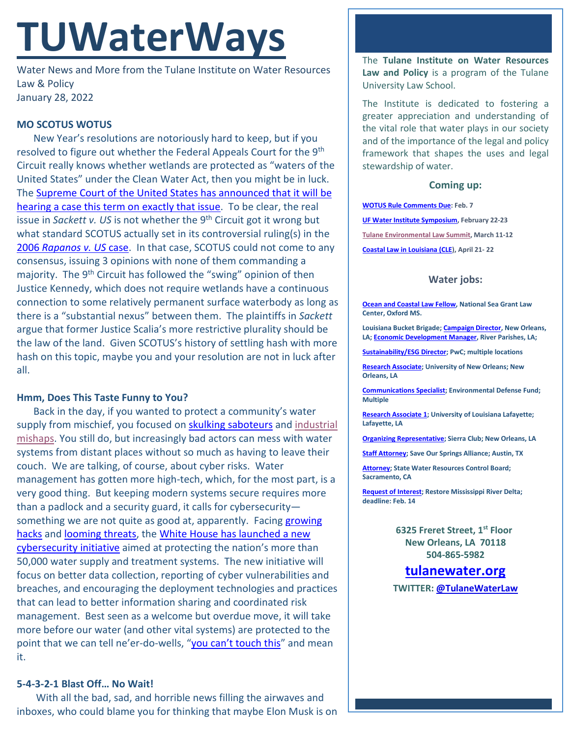# TUWaterWays

Water News and More from the Tulane Institute on Water Resources Law & Policy
January 28, 2022

**MO SCOTUS WOTUS**

New Year's resolutions are notoriously hard to keep, but if you resolved to figure out whether the Federal Appeals Court for the 9th Circuit really knows whether wetlands are protected as "waters of the United States" under the Clean Water Act, then you might be in luck. The Supreme Court of the United States has announced that it will be hearing a case this term on exactly that issue. To be clear, the real issue in *Sackett v. US* is not whether the 9th Circuit got it wrong but what standard SCOTUS actually set in its controversial ruling(s) in the 2006 *Rapanos v. US* case. In that case, SCOTUS could not come to any consensus, issuing 3 opinions with none of them commanding a majority. The 9th Circuit has followed the "swing" opinion of then Justice Kennedy, which does not require wetlands have a continuous connection to some relatively permanent surface waterbody as long as there is a "substantial nexus" between them. The plaintiffs in *Sackett* argue that former Justice Scalia's more restrictive plurality should be the law of the land. Given SCOTUS's history of settling hash with more hash on this topic, maybe you and your resolution are not in luck after all.

**Hmm, Does This Taste Funny to You?**

Back in the day, if you wanted to protect a community's water supply from mischief, you focused on skulking saboteurs and industrial mishaps. You still do, but increasingly bad actors can mess with water systems from distant places without so much as having to leave their couch. We are talking, of course, about cyber risks. Water management has gotten more high-tech, which, for the most part, is a very good thing. But keeping modern systems secure requires more than a padlock and a security guard, it calls for cybersecurity—something we are not quite as good at, apparently. Facing growing hacks and looming threats, the White House has launched a new cybersecurity initiative aimed at protecting the nation's more than 50,000 water supply and treatment systems. The new initiative will focus on better data collection, reporting of cyber vulnerabilities and breaches, and encouraging the deployment technologies and practices that can lead to better information sharing and coordinated risk management. Best seen as a welcome but overdue move, it will take more before our water (and other vital systems) are protected to the point that we can tell ne'er-do-wells, "you can't touch this" and mean it.

**5-4-3-2-1 Blast Off… No Wait!**

With all the bad, sad, and horrible news filling the airwaves and inboxes, who could blame you for thinking that maybe Elon Musk is on

The **Tulane Institute on Water Resources Law and Policy** is a program of the Tulane University Law School.

The Institute is dedicated to fostering a greater appreciation and understanding of the vital role that water plays in our society and of the importance of the legal and policy framework that shapes the uses and legal stewardship of water.

**Coming up:**

**WOTUS Rule Comments Due: Feb. 7**

**UF Water Institute Symposium, February 22-23**

**Tulane Environmental Law Summit, March 11-12**

**Coastal Law in Louisiana (CLE), April 21- 22**

**Water jobs:**

**Ocean and Coastal Law Fellow, National Sea Grant Law Center, Oxford MS.**

**Louisiana Bucket Brigade; Campaign Director, New Orleans, LA; Economic Development Manager, River Parishes, LA;**

**Sustainability/ESG Director; PwC; multiple locations**

**Research Associate; University of New Orleans; New Orleans, LA**

**Communications Specialist; Environmental Defense Fund; Multiple**

**Research Associate 1; University of Louisiana Lafayette; Lafayette, LA**

**Organizing Representative; Sierra Club; New Orleans, LA**

**Staff Attorney; Save Our Springs Alliance; Austin, TX**

**Attorney; State Water Resources Control Board; Sacramento, CA**

**Request of Interest; Restore Mississippi River Delta; deadline: Feb. 14**

**6325 Freret Street, 1st Floor**
**New Orleans, LA 70118**
**504-865-5982**

**tulanewater.org**

**TWITTER: @TulaneWaterLaw**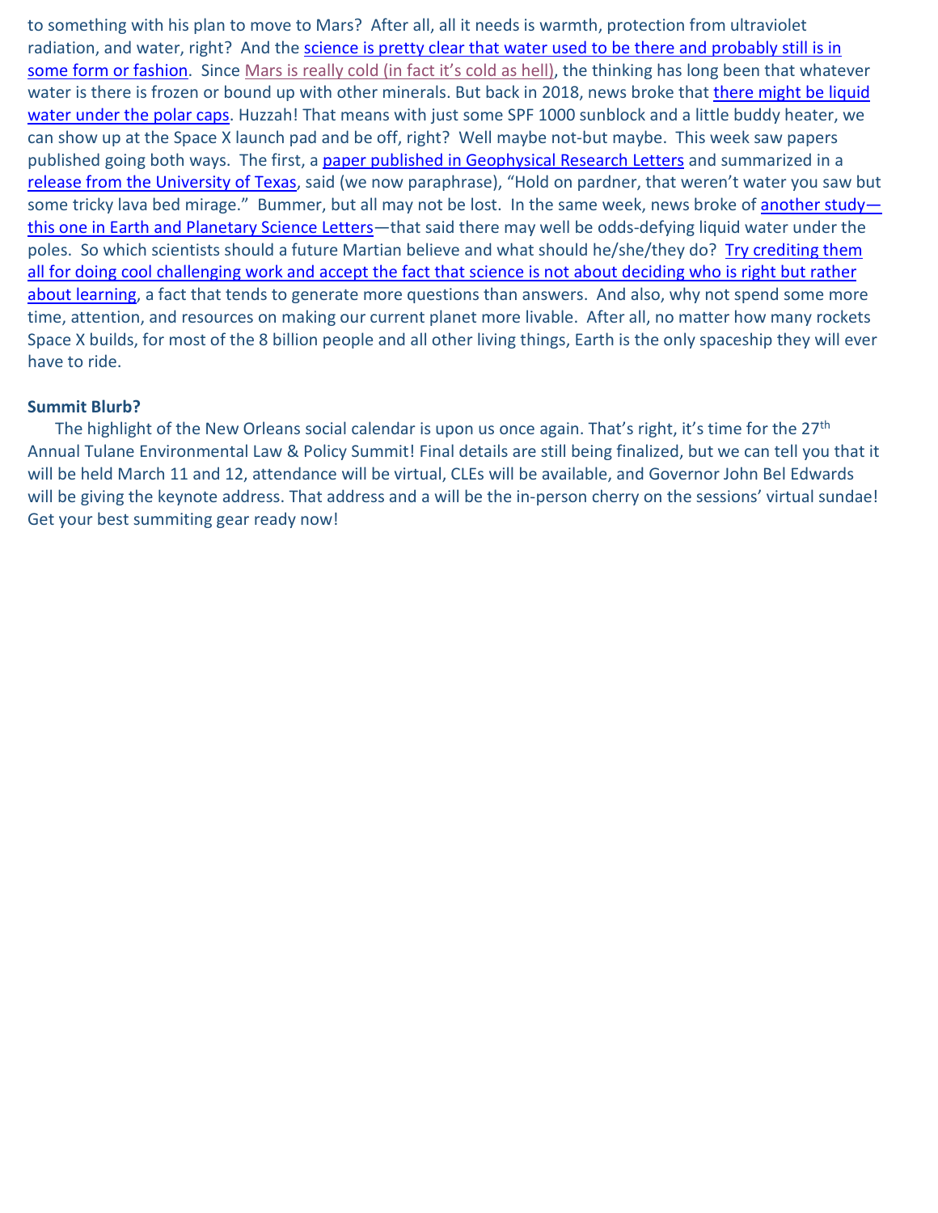to something with his plan to move to Mars? After all, all it needs is warmth, protection from ultraviolet radiation, and water, right? And the science is pretty clear that water used to be there and probably still is in some form or fashion. Since Mars is really cold (in fact it's cold as hell), the thinking has long been that whatever water is there is frozen or bound up with other minerals. But back in 2018, news broke that there might be liquid water under the polar caps. Huzzah! That means with just some SPF 1000 sunblock and a little buddy heater, we can show up at the Space X launch pad and be off, right? Well maybe not-but maybe. This week saw papers published going both ways. The first, a paper published in Geophysical Research Letters and summarized in a release from the University of Texas, said (we now paraphrase), "Hold on pardner, that weren't water you saw but some tricky lava bed mirage." Bummer, but all may not be lost. In the same week, news broke of another study—this one in Earth and Planetary Science Letters—that said there may well be odds-defying liquid water under the poles. So which scientists should a future Martian believe and what should he/she/they do? Try crediting them all for doing cool challenging work and accept the fact that science is not about deciding who is right but rather about learning, a fact that tends to generate more questions than answers. And also, why not spend some more time, attention, and resources on making our current planet more livable. After all, no matter how many rockets Space X builds, for most of the 8 billion people and all other living things, Earth is the only spaceship they will ever have to ride.

**Summit Blurb?**

The highlight of the New Orleans social calendar is upon us once again. That's right, it's time for the 27th Annual Tulane Environmental Law & Policy Summit! Final details are still being finalized, but we can tell you that it will be held March 11 and 12, attendance will be virtual, CLEs will be available, and Governor John Bel Edwards will be giving the keynote address. That address and a will be the in-person cherry on the sessions' virtual sundae! Get your best summiting gear ready now!